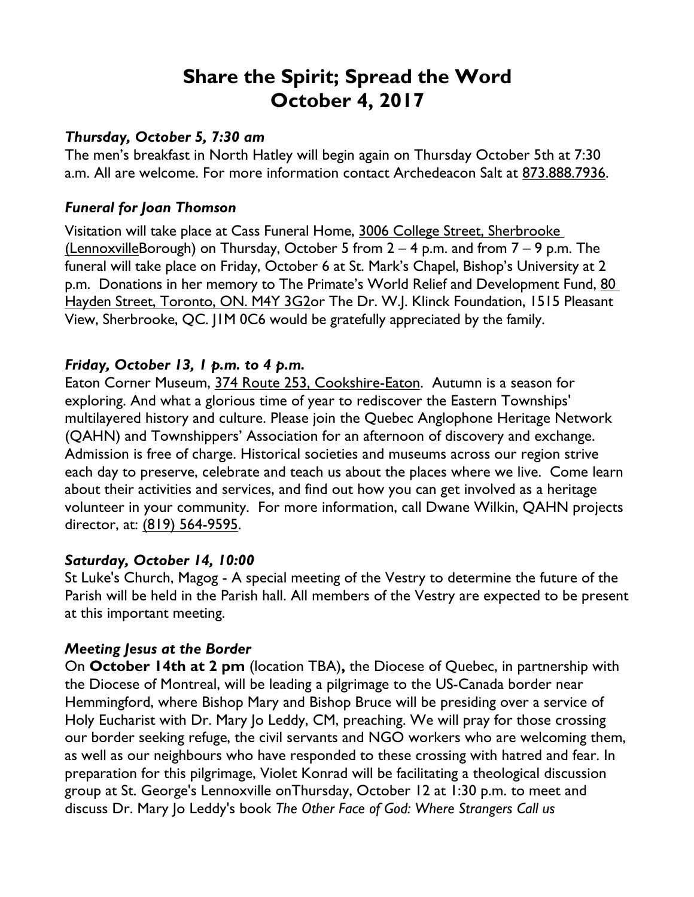# Share the Spirit; Spread the Word
# October 4, 2017

### *Thursday, October 5, 7:30 am*

The men's breakfast in North Hatley will begin again on Thursday October 5th at 7:30 a.m. All are welcome. For more information contact Archedeacon Salt at 873.888.7936.

### *Funeral for Joan Thomson*

Visitation will take place at Cass Funeral Home, 3006 College Street, Sherbrooke (LennoxvilleBorough) on Thursday, October 5 from 2 – 4 p.m. and from 7 – 9 p.m. The funeral will take place on Friday, October 6 at St. Mark's Chapel, Bishop's University at 2 p.m. Donations in her memory to The Primate's World Relief and Development Fund, 80 Hayden Street, Toronto, ON. M4Y 3G2or The Dr. W.J. Klinck Foundation, 1515 Pleasant View, Sherbrooke, QC. J1M 0C6 would be gratefully appreciated by the family.

### *Friday, October 13, 1 p.m. to 4 p.m.*

Eaton Corner Museum, 374 Route 253, Cookshire-Eaton. Autumn is a season for exploring. And what a glorious time of year to rediscover the Eastern Townships' multilayered history and culture. Please join the Quebec Anglophone Heritage Network (QAHN) and Townshippers' Association for an afternoon of discovery and exchange. Admission is free of charge. Historical societies and museums across our region strive each day to preserve, celebrate and teach us about the places where we live. Come learn about their activities and services, and find out how you can get involved as a heritage volunteer in your community. For more information, call Dwane Wilkin, QAHN projects director, at: (819) 564-9595.

### *Saturday, October 14, 10:00*

St Luke's Church, Magog - A special meeting of the Vestry to determine the future of the Parish will be held in the Parish hall. All members of the Vestry are expected to be present at this important meeting.

### *Meeting Jesus at the Border*

On **October 14th at 2 pm** (location TBA)**,** the Diocese of Quebec, in partnership with the Diocese of Montreal, will be leading a pilgrimage to the US-Canada border near Hemmingford, where Bishop Mary and Bishop Bruce will be presiding over a service of Holy Eucharist with Dr. Mary Jo Leddy, CM, preaching. We will pray for those crossing our border seeking refuge, the civil servants and NGO workers who are welcoming them, as well as our neighbours who have responded to these crossing with hatred and fear. In preparation for this pilgrimage, Violet Konrad will be facilitating a theological discussion group at St. George's Lennoxville onThursday, October 12 at 1:30 p.m. to meet and discuss Dr. Mary Jo Leddy's book *The Other Face of God: Where Strangers Call us*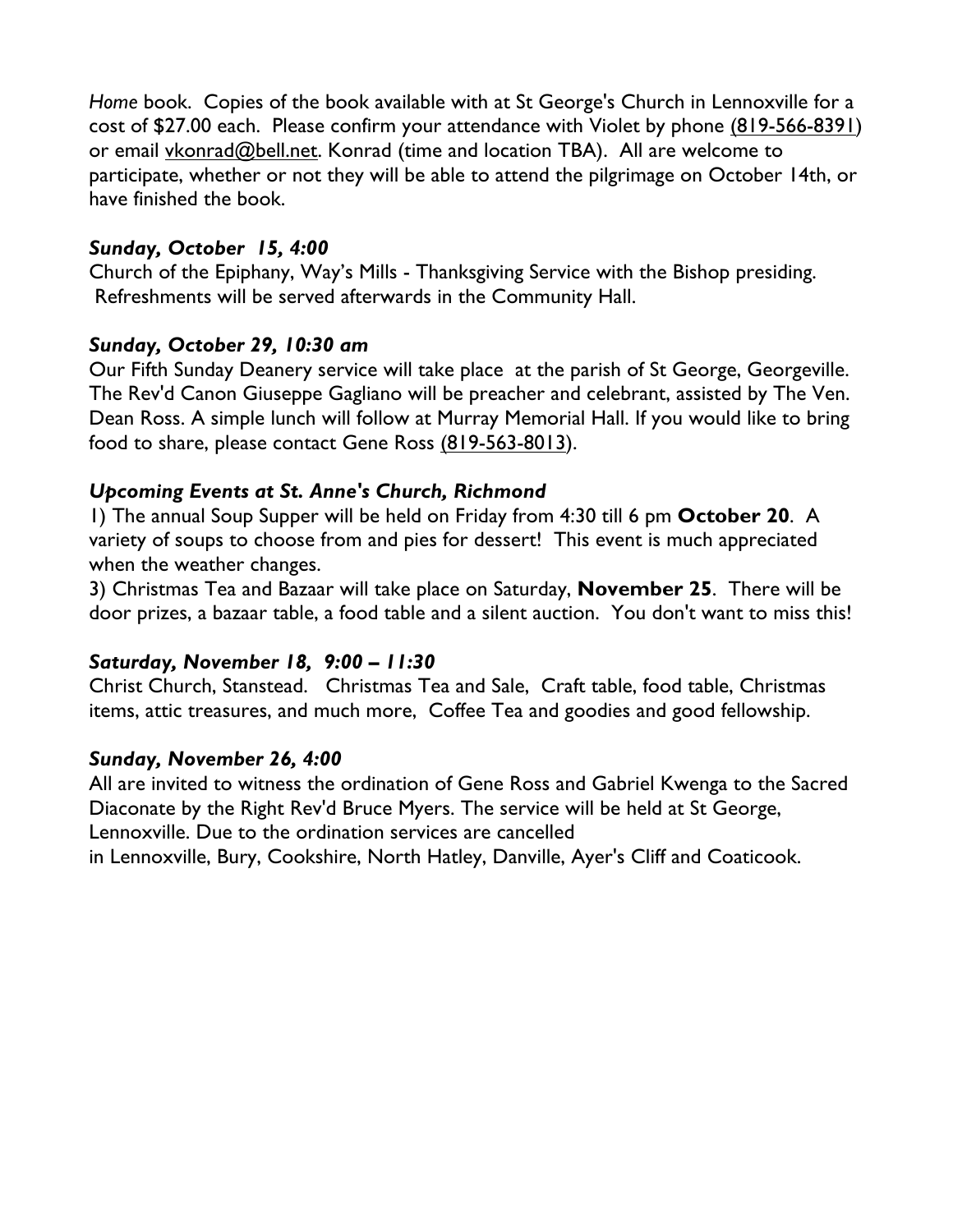*Home* book. Copies of the book available with at St George's Church in Lennoxville for a cost of $27.00 each. Please confirm your attendance with Violet by phone (819-566-8391) or email vkonrad@bell.net. Konrad (time and location TBA). All are welcome to participate, whether or not they will be able to attend the pilgrimage on October 14th, or have finished the book.

***Sunday, October 15, 4:00***

Church of the Epiphany, Way's Mills - Thanksgiving Service with the Bishop presiding. Refreshments will be served afterwards in the Community Hall.

***Sunday, October 29, 10:30 am***

Our Fifth Sunday Deanery service will take place at the parish of St George, Georgeville. The Rev'd Canon Giuseppe Gagliano will be preacher and celebrant, assisted by The Ven. Dean Ross. A simple lunch will follow at Murray Memorial Hall. If you would like to bring food to share, please contact Gene Ross (819-563-8013).

***Upcoming Events at St. Anne's Church, Richmond***

1) The annual Soup Supper will be held on Friday from 4:30 till 6 pm **October 20**. A variety of soups to choose from and pies for dessert! This event is much appreciated when the weather changes.

3) Christmas Tea and Bazaar will take place on Saturday, **November 25**. There will be door prizes, a bazaar table, a food table and a silent auction. You don't want to miss this!

***Saturday, November 18, 9:00 – 11:30***

Christ Church, Stanstead. Christmas Tea and Sale, Craft table, food table, Christmas items, attic treasures, and much more, Coffee Tea and goodies and good fellowship.

***Sunday, November 26, 4:00***

All are invited to witness the ordination of Gene Ross and Gabriel Kwenga to the Sacred Diaconate by the Right Rev'd Bruce Myers. The service will be held at St George, Lennoxville. Due to the ordination services are cancelled
in Lennoxville, Bury, Cookshire, North Hatley, Danville, Ayer's Cliff and Coaticook.